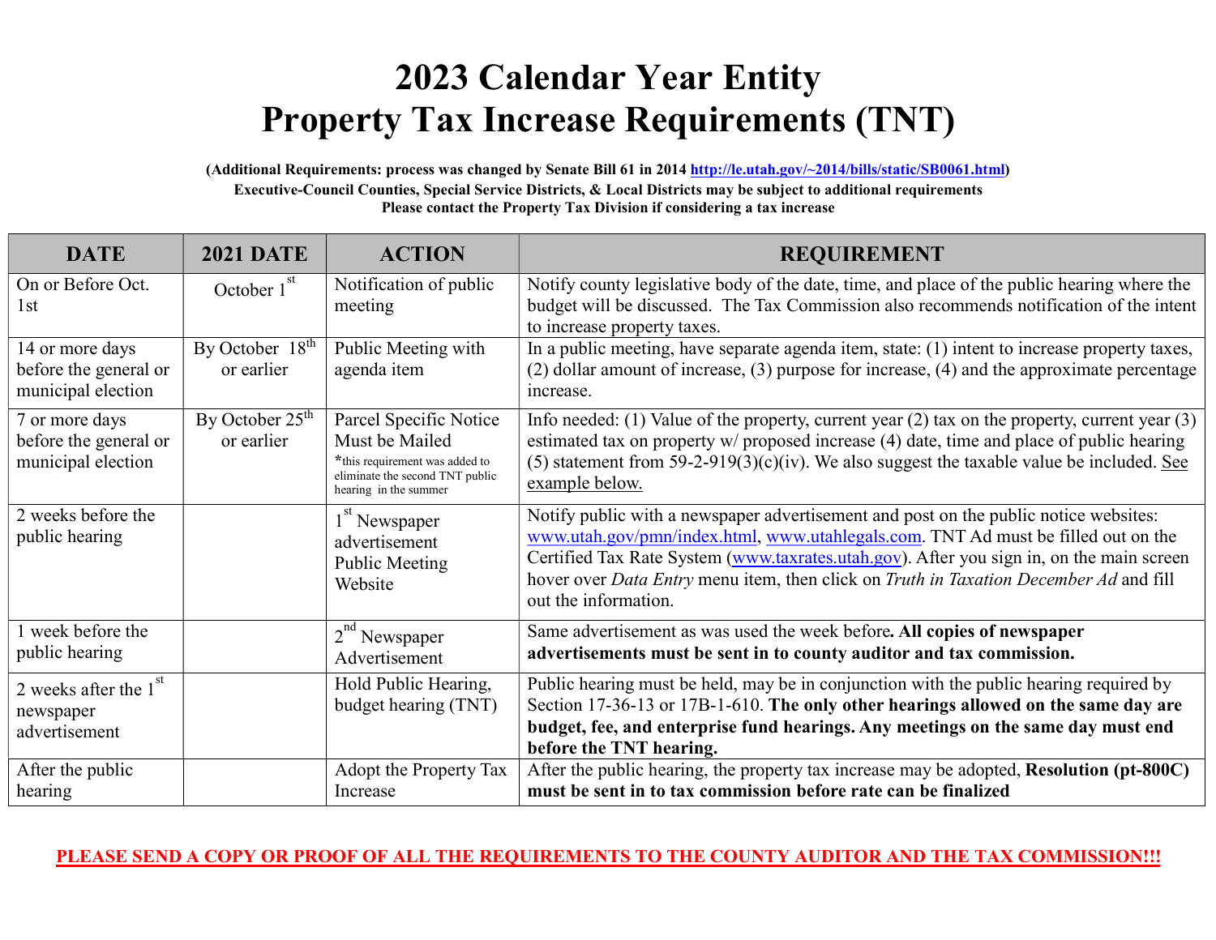# 2023 Calendar Year Entity Property Tax Increase Requirements (TNT)

**(Additional Requirements: process was changed by Senate Bill 61 in 2014 http://le.utah.gov/~2014/bills/static/SB0061.html)**
**Executive-Council Counties, Special Service Districts, & Local Districts may be subject to additional requirements**
**Please contact the Property Tax Division if considering a tax increase**

| DATE | 2021 DATE | ACTION | REQUIREMENT |
|---|---|---|---|
| On or Before Oct. 1st | October 1st | Notification of public meeting | Notify county legislative body of the date, time, and place of the public hearing where the budget will be discussed. The Tax Commission also recommends notification of the intent to increase property taxes. |
| 14 or more days before the general or municipal election | By October 18th or earlier | Public Meeting with agenda item | In a public meeting, have separate agenda item, state: (1) intent to increase property taxes, (2) dollar amount of increase, (3) purpose for increase, (4) and the approximate percentage increase. |
| 7 or more days before the general or municipal election | By October 25th or earlier | Parcel Specific Notice Must be Mailed *this requirement was added to eliminate the second TNT public hearing in the summer | Info needed: (1) Value of the property, current year (2) tax on the property, current year (3) estimated tax on property w/ proposed increase (4) date, time and place of public hearing (5) statement from 59-2-919(3)(c)(iv). We also suggest the taxable value be included. See example below. |
| 2 weeks before the public hearing | | 1st Newspaper advertisement Public Meeting Website | Notify public with a newspaper advertisement and post on the public notice websites: www.utah.gov/pmn/index.html, www.utahlegals.com. TNT Ad must be filled out on the Certified Tax Rate System (www.taxrates.utah.gov). After you sign in, on the main screen hover over *Data Entry* menu item, then click on *Truth in Taxation December Ad* and fill out the information. |
| 1 week before the public hearing | | 2nd Newspaper Advertisement | Same advertisement as was used the week before**. All copies of newspaper advertisements must be sent in to county auditor and tax commission.** |
| 2 weeks after the 1st newspaper advertisement | | Hold Public Hearing, budget hearing (TNT) | Public hearing must be held, may be in conjunction with the public hearing required by Section 17-36-13 or 17B-1-610. **The only other hearings allowed on the same day are budget, fee, and enterprise fund hearings. Any meetings on the same day must end before the TNT hearing.** |
| After the public hearing | | Adopt the Property Tax Increase | After the public hearing, the property tax increase may be adopted, **Resolution (pt-800C) must be sent in to tax commission before rate can be finalized** |

**PLEASE SEND A COPY OR PROOF OF ALL THE REQUIREMENTS TO THE COUNTY AUDITOR AND THE TAX COMMISSION!!!**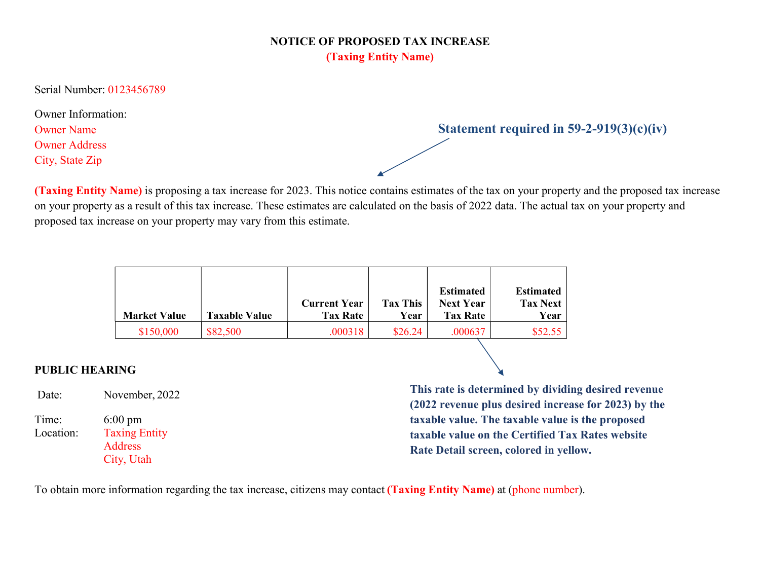**NOTICE OF PROPOSED TAX INCREASE**
**(Taxing Entity Name)**

Serial Number: 0123456789

Owner Information:
Owner Name
Owner Address
City, State Zip

**Statement required in 59-2-919(3)(c)(iv)**

**(Taxing Entity Name)** is proposing a tax increase for 2023. This notice contains estimates of the tax on your property and the proposed tax increase on your property as a result of this tax increase. These estimates are calculated on the basis of 2022 data. The actual tax on your property and proposed tax increase on your property may vary from this estimate.

| Market Value | Taxable Value | Current Year Tax Rate | Tax This Year | Estimated Next Year Tax Rate | Estimated Tax Next Year |
|---|---|---|---|---|---|
| $150,000 | $82,500 | .000318 | $26.24 | .000637 | $52.55 |

**This rate is determined by dividing desired revenue (2022 revenue plus desired increase for 2023) by the taxable value. The taxable value is the proposed taxable value on the Certified Tax Rates website Rate Detail screen, colored in yellow.**

**PUBLIC HEARING**

Date: November, 2022

Time: 6:00 pm
Location: Taxing Entity
Address
City, Utah

To obtain more information regarding the tax increase, citizens may contact **(Taxing Entity Name)** at (phone number).